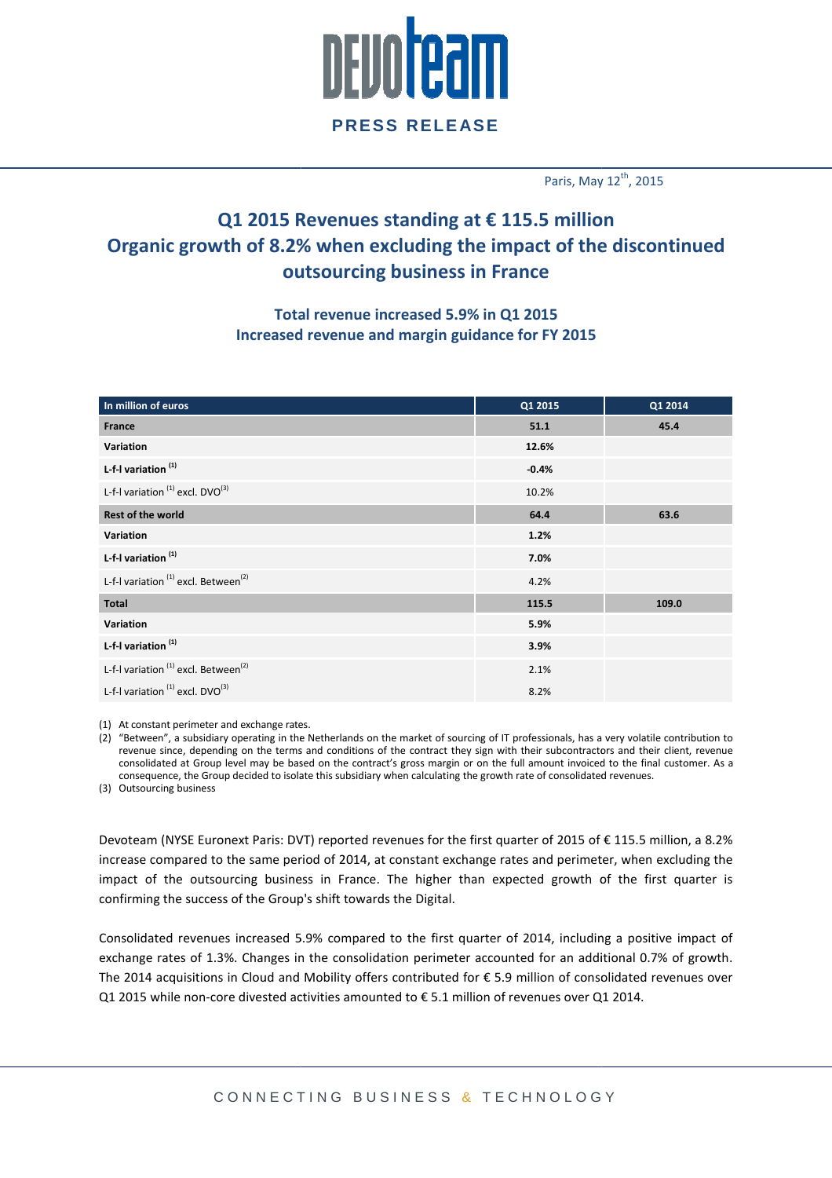# PRESS RELEASE

Paris, May 12th, 2015

## Q1 2015 Revenues standing at € 115.5 million
## Organic growth of 8.2% when excluding the impact of the discontinued outsourcing business in France

### Total revenue increased 5.9% in Q1 2015
### Increased revenue and margin guidance for FY 2015

| In million of euros | Q1 2015 | Q1 2014 |
|---|---|---|
| **France** | **51.1** | **45.4** |
| **Variation** | **12.6%** | |
| **L-f-l variation (1)** | **-0.4%** | |
| L-f-l variation (1) excl. DVO(3) | 10.2% | |
| **Rest of the world** | **64.4** | **63.6** |
| **Variation** | **1.2%** | |
| **L-f-l variation (1)** | **7.0%** | |
| L-f-l variation (1) excl. Between(2) | 4.2% | |
| **Total** | **115.5** | **109.0** |
| **Variation** | **5.9%** | |
| **L-f-l variation (1)** | **3.9%** | |
| L-f-l variation (1) excl. Between(2) | 2.1% | |
| L-f-l variation (1) excl. DVO(3) | 8.2% | |

(1) At constant perimeter and exchange rates.
(2) "Between", a subsidiary operating in the Netherlands on the market of sourcing of IT professionals, has a very volatile contribution to revenue since, depending on the terms and conditions of the contract they sign with their subcontractors and their client, revenue consolidated at Group level may be based on the contract's gross margin or on the full amount invoiced to the final customer. As a consequence, the Group decided to isolate this subsidiary when calculating the growth rate of consolidated revenues.
(3) Outsourcing business

Devoteam (NYSE Euronext Paris: DVT) reported revenues for the first quarter of 2015 of € 115.5 million, a 8.2% increase compared to the same period of 2014, at constant exchange rates and perimeter, when excluding the impact of the outsourcing business in France. The higher than expected growth of the first quarter is confirming the success of the Group's shift towards the Digital.

Consolidated revenues increased 5.9% compared to the first quarter of 2014, including a positive impact of exchange rates of 1.3%. Changes in the consolidation perimeter accounted for an additional 0.7% of growth. The 2014 acquisitions in Cloud and Mobility offers contributed for € 5.9 million of consolidated revenues over Q1 2015 while non-core divested activities amounted to € 5.1 million of revenues over Q1 2014.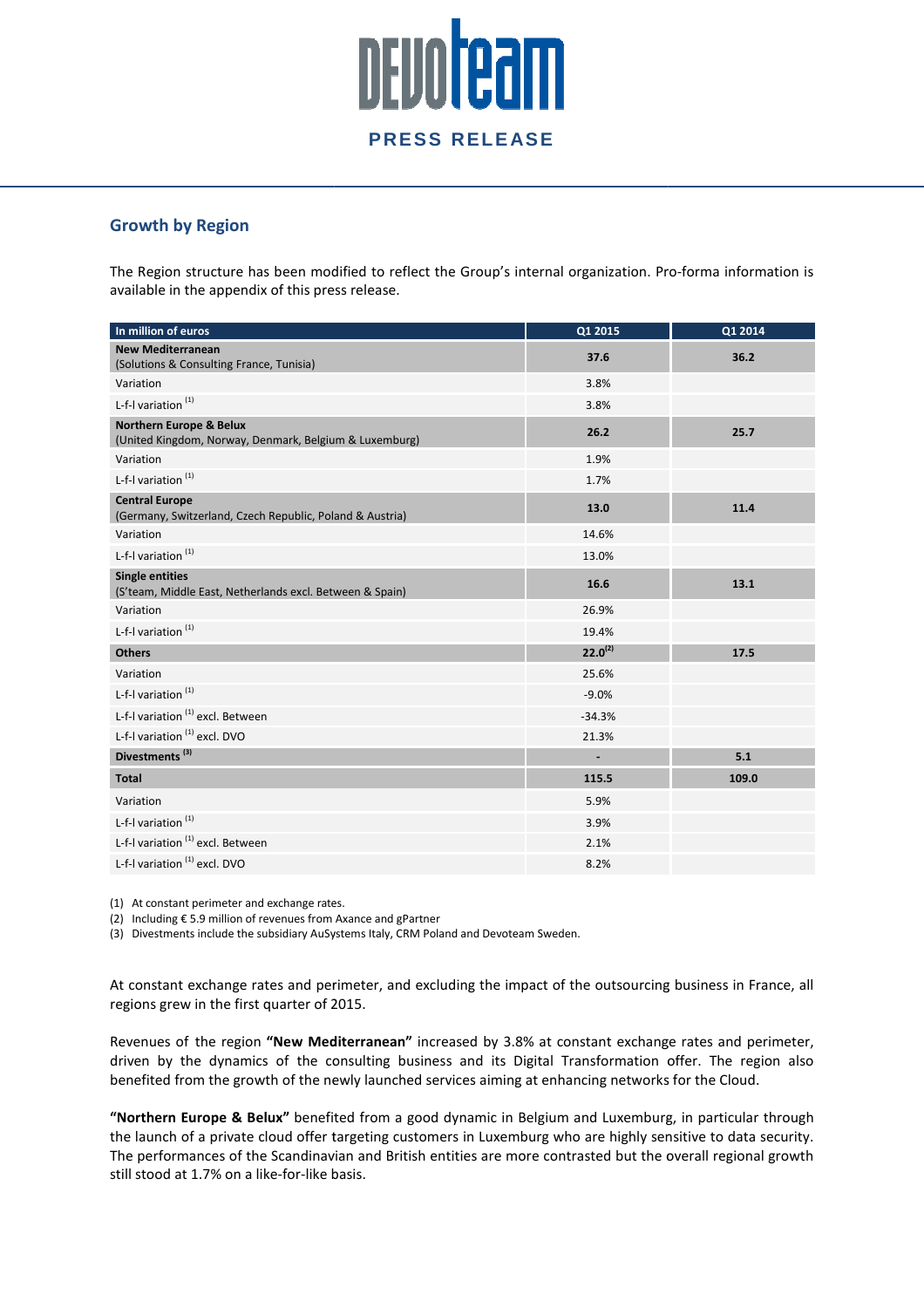## Growth by Region

The Region structure has been modified to reflect the Group's internal organization. Pro-forma information is available in the appendix of this press release.

| In million of euros | Q1 2015 | Q1 2014 |
|---|---|---|
| **New Mediterranean** (Solutions & Consulting France, Tunisia) | **37.6** | **36.2** |
| Variation | 3.8% | |
| L-f-l variation [1] | 3.8% | |
| **Northern Europe & Belux** (United Kingdom, Norway, Denmark, Belgium & Luxemburg) | **26.2** | **25.7** |
| Variation | 1.9% | |
| L-f-l variation [1] | 1.7% | |
| **Central Europe** (Germany, Switzerland, Czech Republic, Poland & Austria) | **13.0** | **11.4** |
| Variation | 14.6% | |
| L-f-l variation [1] | 13.0% | |
| **Single entities** (S'team, Middle East, Netherlands excl. Between & Spain) | **16.6** | **13.1** |
| Variation | 26.9% | |
| L-f-l variation [1] | 19.4% | |
| **Others** | **22.0**[2] | **17.5** |
| Variation | 25.6% | |
| L-f-l variation [1] | -9.0% | |
| L-f-l variation [1] excl. Between | -34.3% | |
| L-f-l variation [1] excl. DVO | 21.3% | |
| **Divestments** [3] | - | **5.1** |
| **Total** | **115.5** | **109.0** |
| Variation | 5.9% | |
| L-f-l variation [1] | 3.9% | |
| L-f-l variation [1] excl. Between | 2.1% | |
| L-f-l variation [1] excl. DVO | 8.2% | |

(1) At constant perimeter and exchange rates.
(2) Including € 5.9 million of revenues from Axance and gPartner
(3) Divestments include the subsidiary AuSystems Italy, CRM Poland and Devoteam Sweden.

At constant exchange rates and perimeter, and excluding the impact of the outsourcing business in France, all regions grew in the first quarter of 2015.

Revenues of the region **"New Mediterranean"** increased by 3.8% at constant exchange rates and perimeter, driven by the dynamics of the consulting business and its Digital Transformation offer. The region also benefited from the growth of the newly launched services aiming at enhancing networks for the Cloud.

**"Northern Europe & Belux"** benefited from a good dynamic in Belgium and Luxemburg, in particular through the launch of a private cloud offer targeting customers in Luxemburg who are highly sensitive to data security. The performances of the Scandinavian and British entities are more contrasted but the overall regional growth still stood at 1.7% on a like-for-like basis.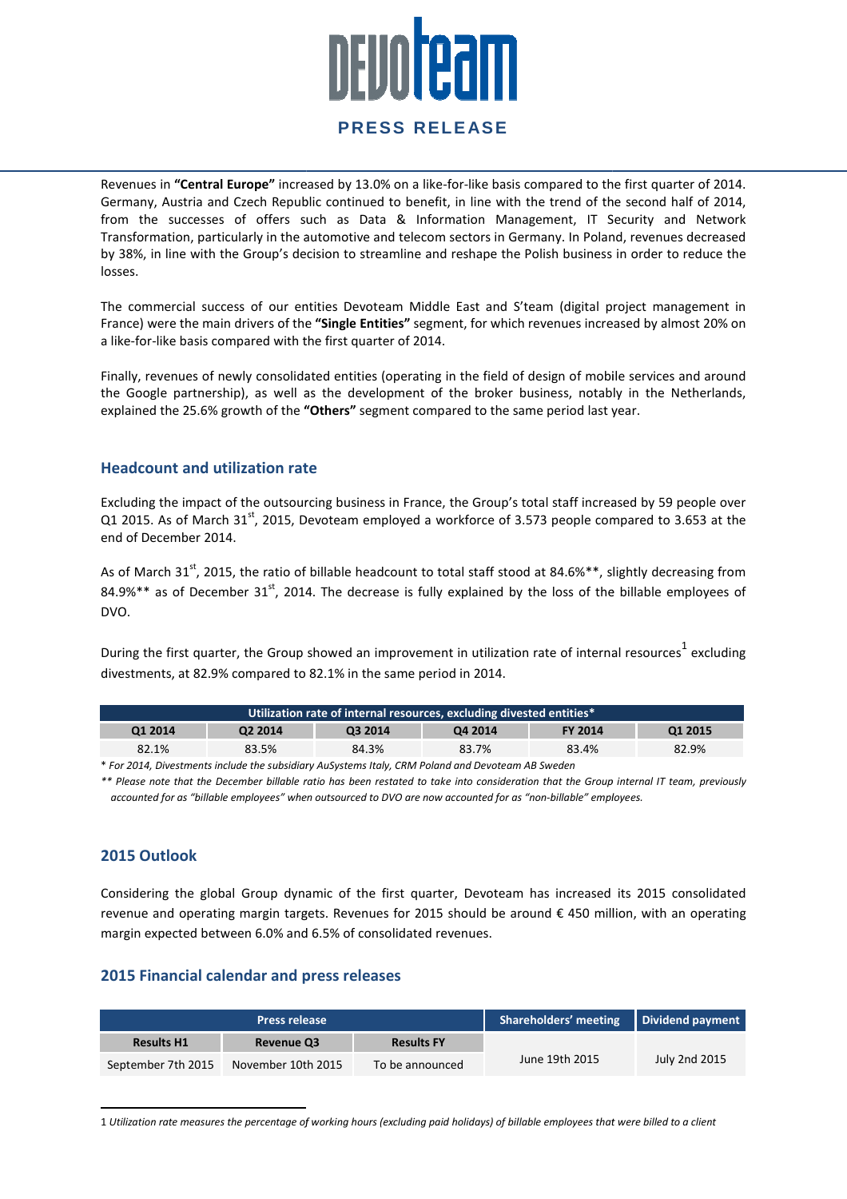Revenues in **"Central Europe"** increased by 13.0% on a like-for-like basis compared to the first quarter of 2014. Germany, Austria and Czech Republic continued to benefit, in line with the trend of the second half of 2014, from the successes of offers such as Data & Information Management, IT Security and Network Transformation, particularly in the automotive and telecom sectors in Germany. In Poland, revenues decreased by 38%, in line with the Group's decision to streamline and reshape the Polish business in order to reduce the losses.

The commercial success of our entities Devoteam Middle East and S'team (digital project management in France) were the main drivers of the **"Single Entities"** segment, for which revenues increased by almost 20% on a like-for-like basis compared with the first quarter of 2014.

Finally, revenues of newly consolidated entities (operating in the field of design of mobile services and around the Google partnership), as well as the development of the broker business, notably in the Netherlands, explained the 25.6% growth of the **"Others"** segment compared to the same period last year.

## Headcount and utilization rate

Excluding the impact of the outsourcing business in France, the Group's total staff increased by 59 people over Q1 2015. As of March 31st, 2015, Devoteam employed a workforce of 3.573 people compared to 3.653 at the end of December 2014.

As of March 31st, 2015, the ratio of billable headcount to total staff stood at 84.6%\*\*, slightly decreasing from 84.9%\*\* as of December 31st, 2014. The decrease is fully explained by the loss of the billable employees of DVO.

During the first quarter, the Group showed an improvement in utilization rate of internal resources[1] excluding divestments, at 82.9% compared to 82.1% in the same period in 2014.

| Utilization rate of internal resources, excluding divested entities* | | | | | |
|---|---|---|---|---|---|
| **Q1 2014** | **Q2 2014** | **Q3 2014** | **Q4 2014** | **FY 2014** | **Q1 2015** |
| 82.1% | 83.5% | 84.3% | 83.7% | 83.4% | 82.9% |

*\* For 2014, Divestments include the subsidiary AuSystems Italy, CRM Poland and Devoteam AB Sweden*

*\*\* Please note that the December billable ratio has been restated to take into consideration that the Group internal IT team, previously accounted for as "billable employees" when outsourced to DVO are now accounted for as "non-billable" employees.*

## 2015 Outlook

Considering the global Group dynamic of the first quarter, Devoteam has increased its 2015 consolidated revenue and operating margin targets. Revenues for 2015 should be around € 450 million, with an operating margin expected between 6.0% and 6.5% of consolidated revenues.

## 2015 Financial calendar and press releases

| Press release | | | Shareholders' meeting | Dividend payment |
|---|---|---|---|---|
| **Results H1** | **Revenue Q3** | **Results FY** | | |
| September 7th 2015 | November 10th 2015 | To be announced | June 19th 2015 | July 2nd 2015 |

[1] *Utilization rate measures the percentage of working hours (excluding paid holidays) of billable employees that were billed to a client*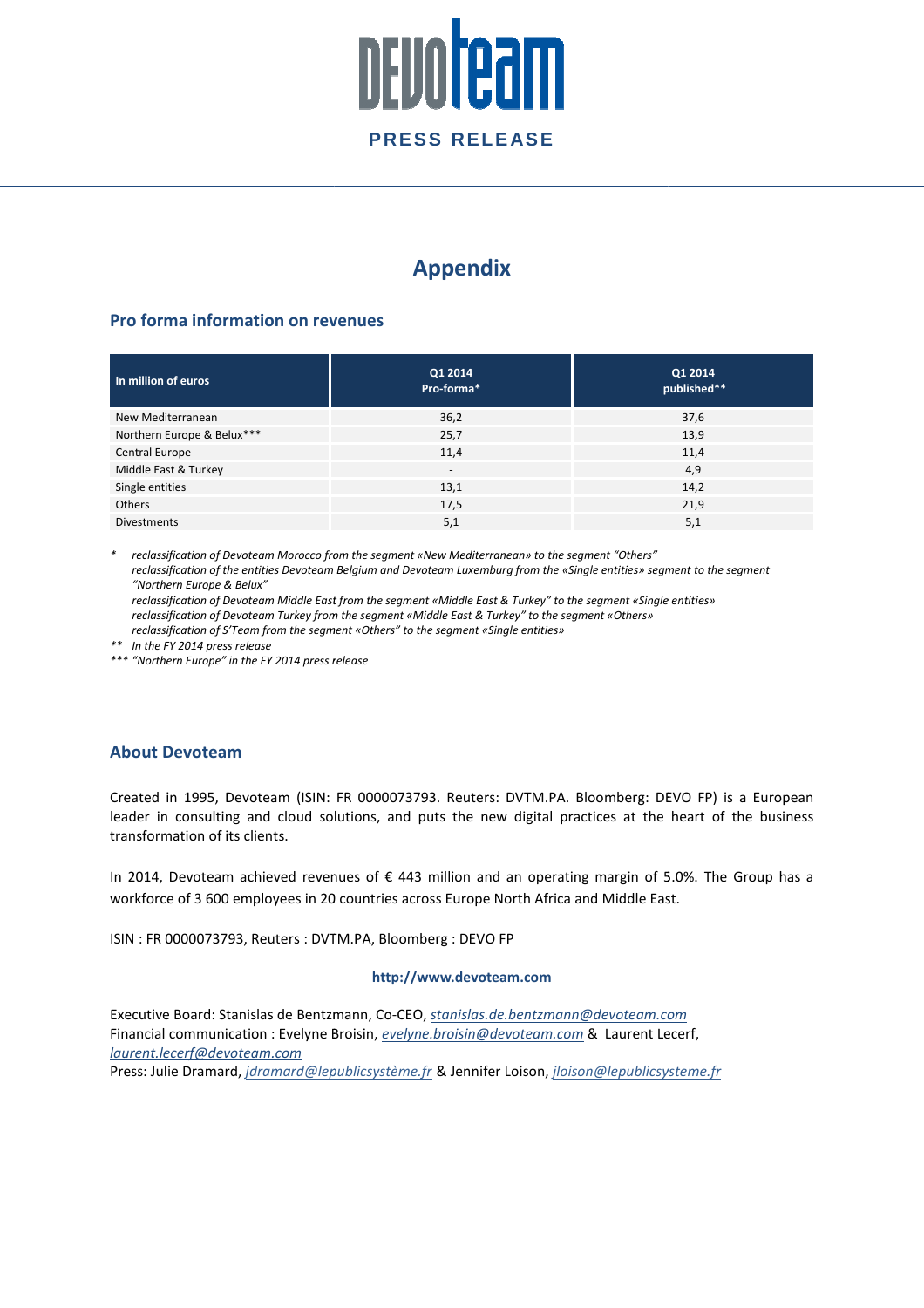# Appendix

## Pro forma information on revenues

| In million of euros | Q1 2014 Pro-forma* | Q1 2014 published** |
|---|---|---|
| New Mediterranean | 36,2 | 37,6 |
| Northern Europe & Belux*** | 25,7 | 13,9 |
| Central Europe | 11,4 | 11,4 |
| Middle East & Turkey | - | 4,9 |
| Single entities | 13,1 | 14,2 |
| Others | 17,5 | 21,9 |
| Divestments | 5,1 | 5,1 |

\* *reclassification of Devoteam Morocco from the segment «New Mediterranean» to the segment "Others"*
*reclassification of the entities Devoteam Belgium and Devoteam Luxemburg from the «Single entities» segment to the segment "Northern Europe & Belux"*
*reclassification of Devoteam Middle East from the segment «Middle East & Turkey" to the segment «Single entities»*
*reclassification of Devoteam Turkey from the segment «Middle East & Turkey" to the segment «Others»*
*reclassification of S'Team from the segment «Others" to the segment «Single entities»*

\** *In the FY 2014 press release*

\*** *"Northern Europe" in the FY 2014 press release*

## About Devoteam

Created in 1995, Devoteam (ISIN: FR 0000073793. Reuters: DVTM.PA. Bloomberg: DEVO FP) is a European leader in consulting and cloud solutions, and puts the new digital practices at the heart of the business transformation of its clients.

In 2014, Devoteam achieved revenues of € 443 million and an operating margin of 5.0%. The Group has a workforce of 3 600 employees in 20 countries across Europe North Africa and Middle East.

ISIN : FR 0000073793, Reuters : DVTM.PA, Bloomberg : DEVO FP

**http://www.devoteam.com**

Executive Board: Stanislas de Bentzmann, Co-CEO, *stanislas.de.bentzmann@devoteam.com*
Financial communication : Evelyne Broisin, *evelyne.broisin@devoteam.com* & Laurent Lecerf, *laurent.lecerf@devoteam.com*
Press: Julie Dramard, *jdramard@lepublicsystème.fr* & Jennifer Loison, *jloison@lepublicsysteme.fr*